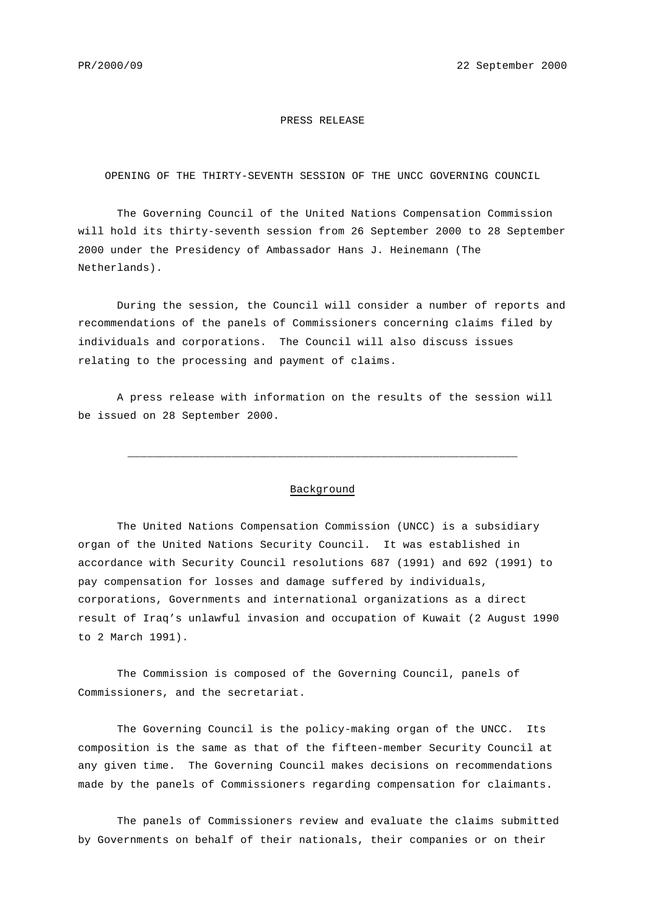PR/2000/09 22 September 2000

PRESS RELEASE

# OPENING OF THE THIRTY-SEVENTH SESSION OF THE UNCC GOVERNING COUNCIL

The Governing Council of the United Nations Compensation Commission will hold its thirty-seventh session from 26 September 2000 to 28 September 2000 under the Presidency of Ambassador Hans J. Heinemann (The Netherlands).

During the session, the Council will consider a number of reports and recommendations of the panels of Commissioners concerning claims filed by individuals and corporations. The Council will also discuss issues relating to the processing and payment of claims.

A press release with information on the results of the session will be issued on 28 September 2000.

---

## Background

The United Nations Compensation Commission (UNCC) is a subsidiary organ of the United Nations Security Council. It was established in accordance with Security Council resolutions 687 (1991) and 692 (1991) to pay compensation for losses and damage suffered by individuals, corporations, Governments and international organizations as a direct result of Iraq's unlawful invasion and occupation of Kuwait (2 August 1990 to 2 March 1991).

The Commission is composed of the Governing Council, panels of Commissioners, and the secretariat.

The Governing Council is the policy-making organ of the UNCC. Its composition is the same as that of the fifteen-member Security Council at any given time. The Governing Council makes decisions on recommendations made by the panels of Commissioners regarding compensation for claimants.

The panels of Commissioners review and evaluate the claims submitted by Governments on behalf of their nationals, their companies or on their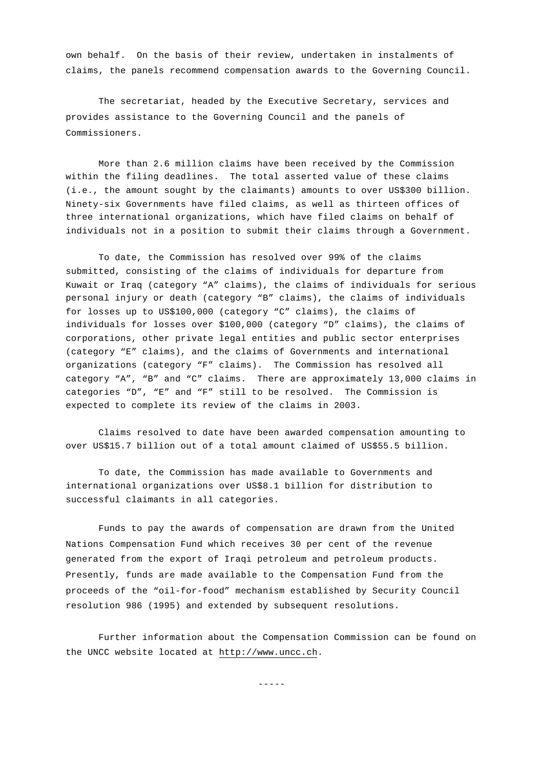own behalf. On the basis of their review, undertaken in instalments of claims, the panels recommend compensation awards to the Governing Council.

The secretariat, headed by the Executive Secretary, services and provides assistance to the Governing Council and the panels of Commissioners.

More than 2.6 million claims have been received by the Commission within the filing deadlines. The total asserted value of these claims (i.e., the amount sought by the claimants) amounts to over US$300 billion. Ninety-six Governments have filed claims, as well as thirteen offices of three international organizations, which have filed claims on behalf of individuals not in a position to submit their claims through a Government.

To date, the Commission has resolved over 99% of the claims submitted, consisting of the claims of individuals for departure from Kuwait or Iraq (category "A" claims), the claims of individuals for serious personal injury or death (category "B" claims), the claims of individuals for losses up to US$100,000 (category "C" claims), the claims of individuals for losses over $100,000 (category "D" claims), the claims of corporations, other private legal entities and public sector enterprises (category "E" claims), and the claims of Governments and international organizations (category "F" claims). The Commission has resolved all category "A", "B" and "C" claims. There are approximately 13,000 claims in categories "D", "E" and "F" still to be resolved. The Commission is expected to complete its review of the claims in 2003.

Claims resolved to date have been awarded compensation amounting to over US$15.7 billion out of a total amount claimed of US$55.5 billion.

To date, the Commission has made available to Governments and international organizations over US$8.1 billion for distribution to successful claimants in all categories.

Funds to pay the awards of compensation are drawn from the United Nations Compensation Fund which receives 30 per cent of the revenue generated from the export of Iraqi petroleum and petroleum products. Presently, funds are made available to the Compensation Fund from the proceeds of the "oil-for-food" mechanism established by Security Council resolution 986 (1995) and extended by subsequent resolutions.

Further information about the Compensation Commission can be found on the UNCC website located at http://www.uncc.ch.

-----